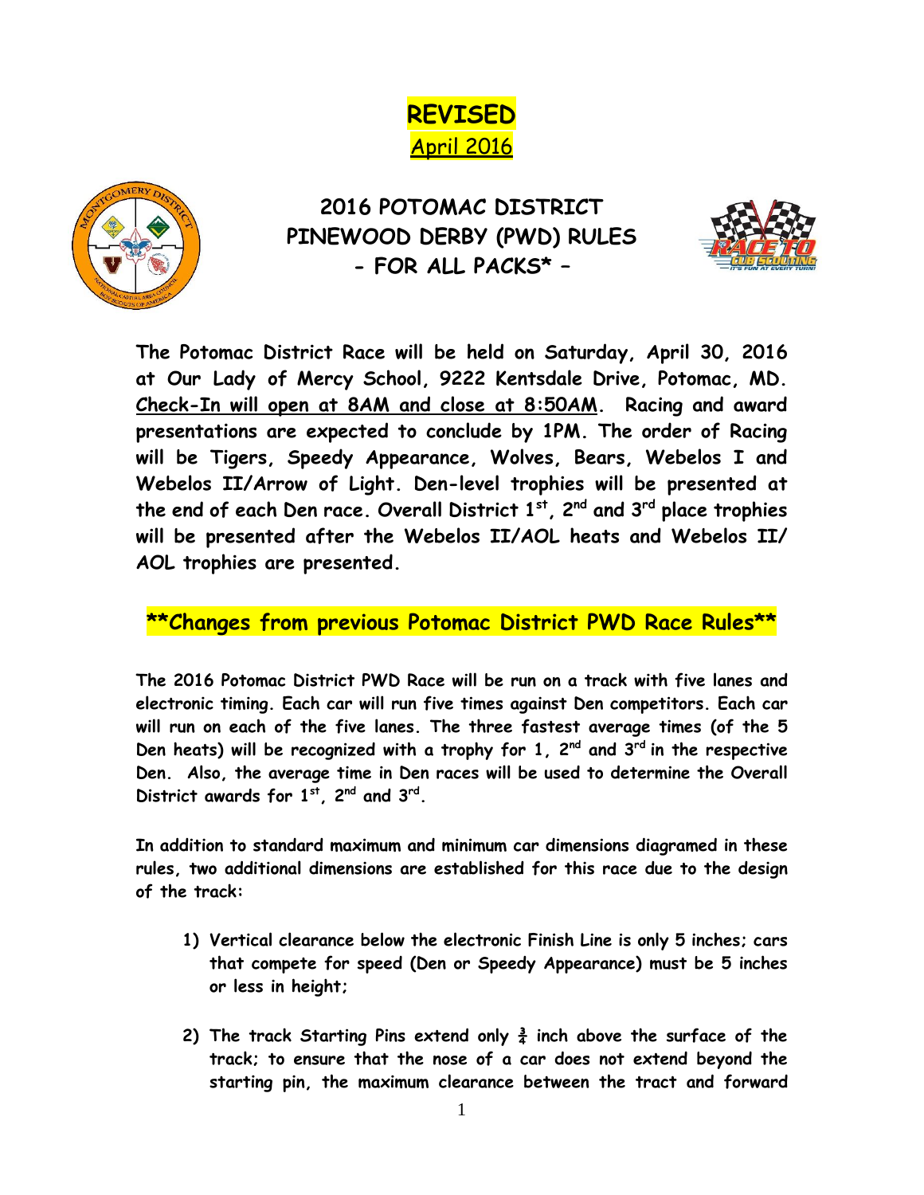**REVISED**

April 2016

# 2016 POTOMAC DISTRICT PINEWOOD DERBY (PWD) RULES - FOR ALL PACKS* –

**The Potomac District Race will be held on Saturday, April 30, 2016 at Our Lady of Mercy School, 9222 Kentsdale Drive, Potomac, MD. Check-In will open at 8AM and close at 8:50AM. Racing and award presentations are expected to conclude by 1PM. The order of Racing will be Tigers, Speedy Appearance, Wolves, Bears, Webelos I and Webelos II/Arrow of Light. Den-level trophies will be presented at the end of each Den race. Overall District 1st, 2nd and 3rd place trophies will be presented after the Webelos II/AOL heats and Webelos II/ AOL trophies are presented.**

## **Changes from previous Potomac District PWD Race Rules**

**The 2016 Potomac District PWD Race will be run on a track with five lanes and electronic timing. Each car will run five times against Den competitors. Each car will run on each of the five lanes. The three fastest average times (of the 5 Den heats) will be recognized with a trophy for 1, 2nd and 3rd in the respective Den. Also, the average time in Den races will be used to determine the Overall District awards for 1st, 2nd and 3rd.**

**In addition to standard maximum and minimum car dimensions diagramed in these rules, two additional dimensions are established for this race due to the design of the track:**

1) **Vertical clearance below the electronic Finish Line is only 5 inches; cars that compete for speed (Den or Speedy Appearance) must be 5 inches or less in height;**

2) **The track Starting Pins extend only ¾ inch above the surface of the track; to ensure that the nose of a car does not extend beyond the starting pin, the maximum clearance between the tract and forward**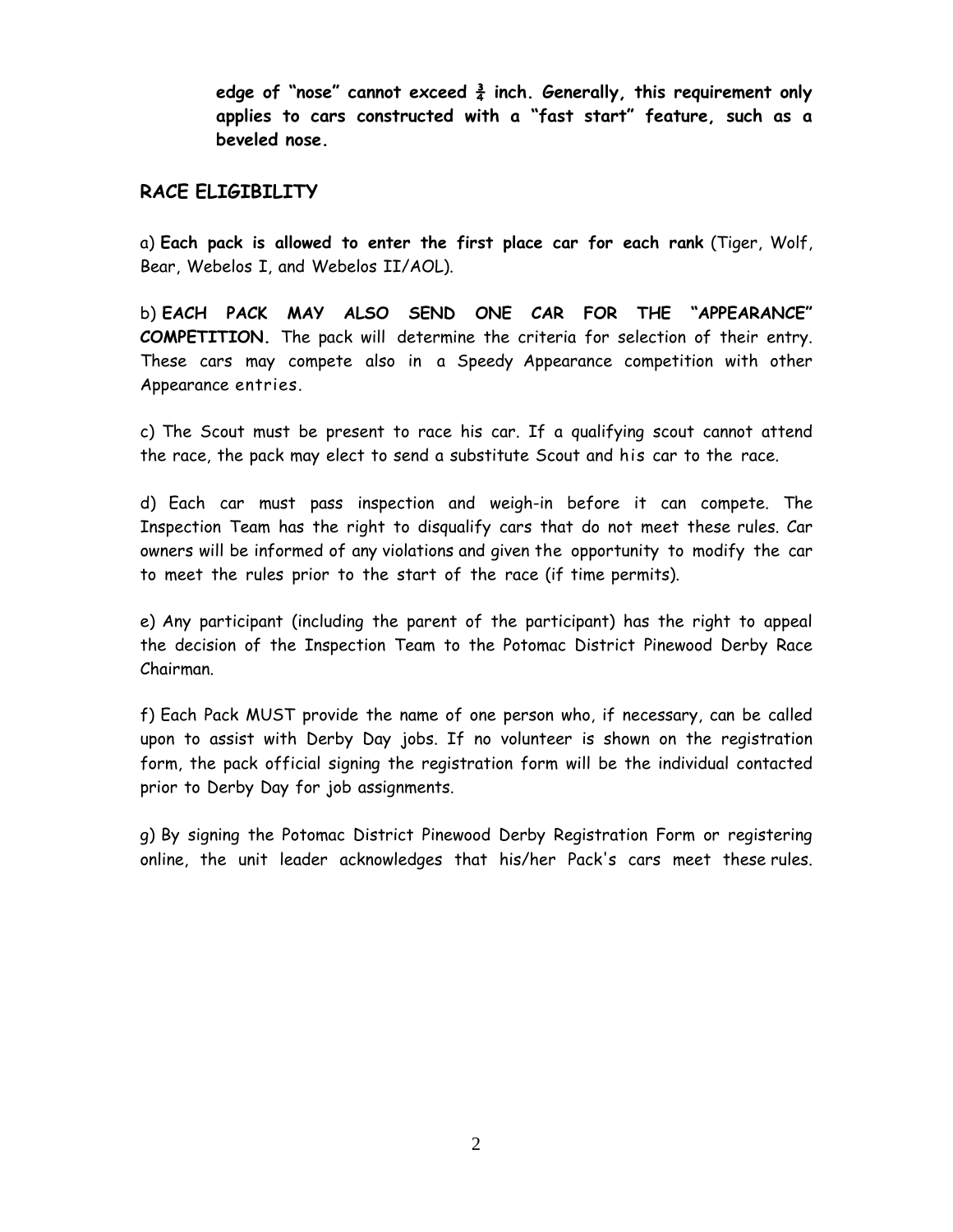**edge of "nose" cannot exceed ¾ inch. Generally, this requirement only applies to cars constructed with a "fast start" feature, such as a beveled nose.**

## RACE ELIGIBILITY

a) **Each pack is allowed to enter the first place car for each rank** (Tiger, Wolf, Bear, Webelos I, and Webelos II/AOL).

b) **EACH PACK MAY ALSO SEND ONE CAR FOR THE "APPEARANCE" COMPETITION.** The pack will determine the criteria for selection of their entry. These cars may compete also in a Speedy Appearance competition with other Appearance entries.

c) The Scout must be present to race his car. If a qualifying scout cannot attend the race, the pack may elect to send a substitute Scout and his car to the race.

d) Each car must pass inspection and weigh-in before it can compete. The Inspection Team has the right to disqualify cars that do not meet these rules. Car owners will be informed of any violations and given the opportunity to modify the car to meet the rules prior to the start of the race (if time permits).

e) Any participant (including the parent of the participant) has the right to appeal the decision of the Inspection Team to the Potomac District Pinewood Derby Race Chairman.

f) Each Pack MUST provide the name of one person who, if necessary, can be called upon to assist with Derby Day jobs. If no volunteer is shown on the registration form, the pack official signing the registration form will be the individual contacted prior to Derby Day for job assignments.

g) By signing the Potomac District Pinewood Derby Registration Form or registering online, the unit leader acknowledges that his/her Pack's cars meet these rules.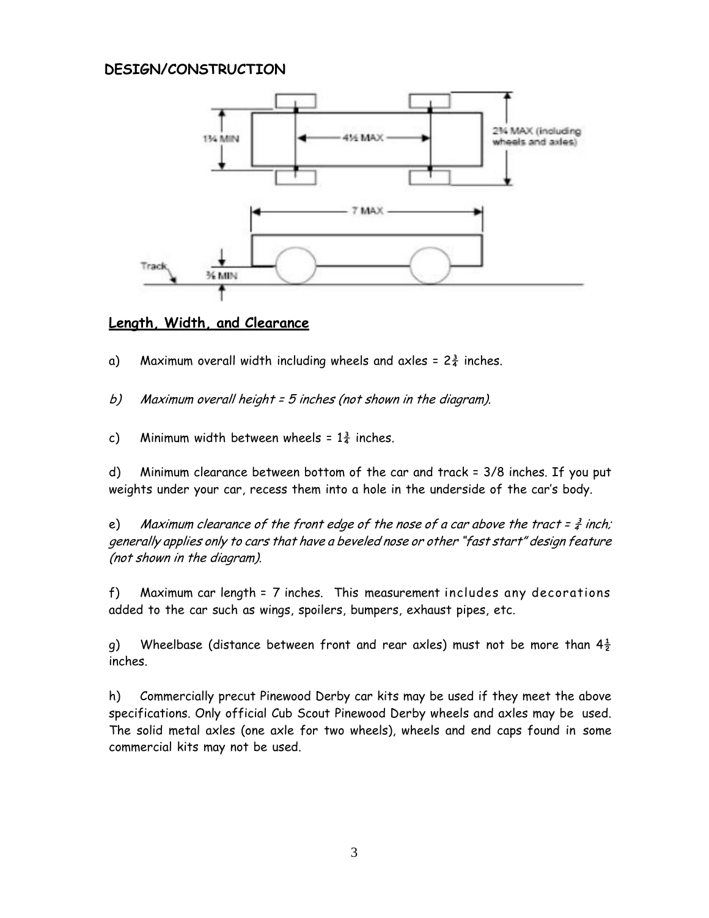**DESIGN/CONSTRUCTION**

## Length, Width, and Clearance

a) Maximum overall width including wheels and axles = $2\frac{3}{4}$ inches.

*b) Maximum overall height = 5 inches (not shown in the diagram).*

c) Minimum width between wheels = $1\frac{3}{4}$ inches.

d) Minimum clearance between bottom of the car and track = 3/8 inches. If you put weights under your car, recess them into a hole in the underside of the car's body.

e) *Maximum clearance of the front edge of the nose of a car above the tract = $\frac{3}{4}$ inch; generally applies only to cars that have a beveled nose or other "fast start" design feature (not shown in the diagram).*

f) Maximum car length = 7 inches. This measurement includes any decorations added to the car such as wings, spoilers, bumpers, exhaust pipes, etc.

g) Wheelbase (distance between front and rear axles) must not be more than $4\frac{1}{2}$ inches.

h) Commercially precut Pinewood Derby car kits may be used if they meet the above specifications. Only official Cub Scout Pinewood Derby wheels and axles may be used. The solid metal axles (one axle for two wheels), wheels and end caps found in some commercial kits may not be used.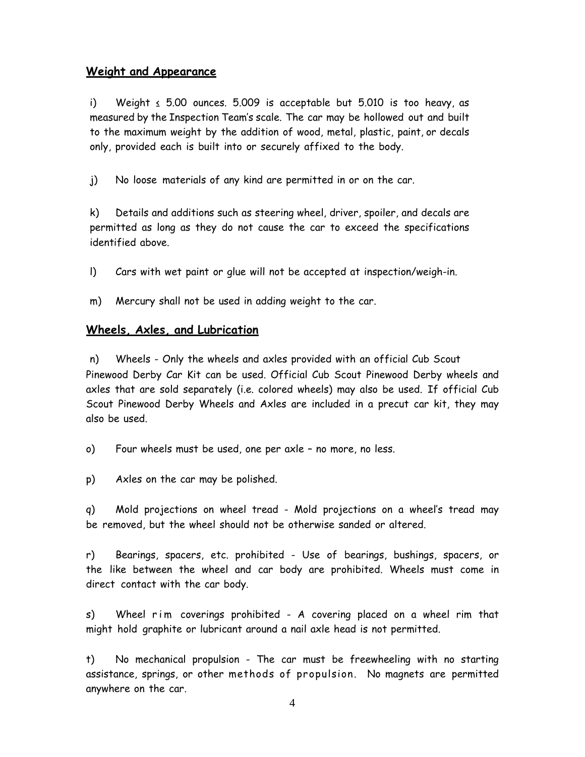## Weight and Appearance

i) Weight ≤ 5.00 ounces. 5.009 is acceptable but 5.010 is too heavy, as measured by the Inspection Team's scale. The car may be hollowed out and built to the maximum weight by the addition of wood, metal, plastic, paint, or decals only, provided each is built into or securely affixed to the body.

j) No loose materials of any kind are permitted in or on the car.

k) Details and additions such as steering wheel, driver, spoiler, and decals are permitted as long as they do not cause the car to exceed the specifications identified above.

l) Cars with wet paint or glue will not be accepted at inspection/weigh-in.

m) Mercury shall not be used in adding weight to the car.

## Wheels, Axles, and Lubrication

n) Wheels - Only the wheels and axles provided with an official Cub Scout Pinewood Derby Car Kit can be used. Official Cub Scout Pinewood Derby wheels and axles that are sold separately (i.e. colored wheels) may also be used. If official Cub Scout Pinewood Derby Wheels and Axles are included in a precut car kit, they may also be used.

o) Four wheels must be used, one per axle – no more, no less.

p) Axles on the car may be polished.

q) Mold projections on wheel tread - Mold projections on a wheel's tread may be removed, but the wheel should not be otherwise sanded or altered.

r) Bearings, spacers, etc. prohibited - Use of bearings, bushings, spacers, or the like between the wheel and car body are prohibited. Wheels must come in direct contact with the car body.

s) Wheel rim coverings prohibited - A covering placed on a wheel rim that might hold graphite or lubricant around a nail axle head is not permitted.

t) No mechanical propulsion - The car must be freewheeling with no starting assistance, springs, or other methods of propulsion. No magnets are permitted anywhere on the car.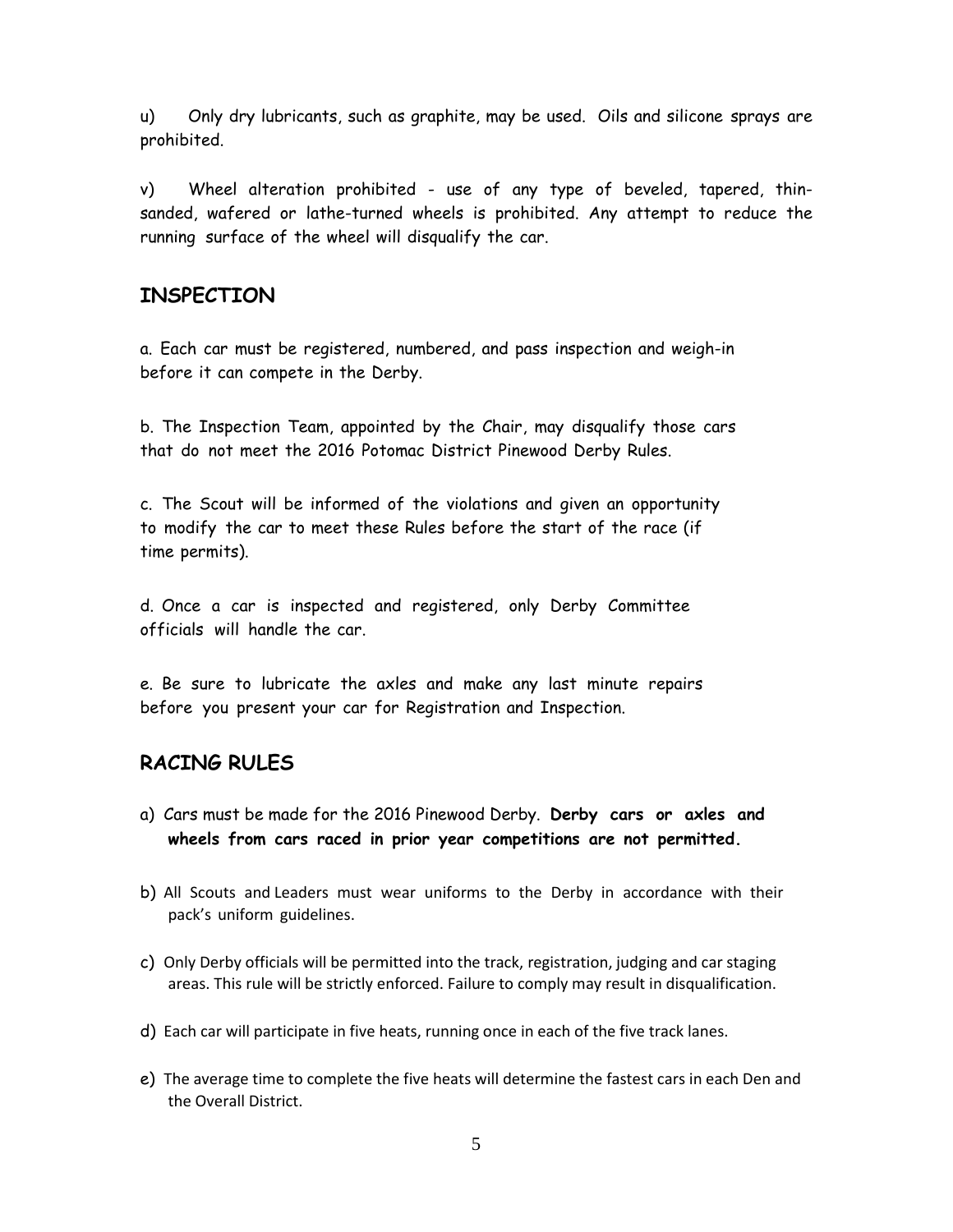u) Only dry lubricants, such as graphite, may be used. Oils and silicone sprays are prohibited.

v) Wheel alteration prohibited - use of any type of beveled, tapered, thin-sanded, wafered or lathe-turned wheels is prohibited. Any attempt to reduce the running surface of the wheel will disqualify the car.

## INSPECTION

a. Each car must be registered, numbered, and pass inspection and weigh-in before it can compete in the Derby.

b. The Inspection Team, appointed by the Chair, may disqualify those cars that do not meet the 2016 Potomac District Pinewood Derby Rules.

c. The Scout will be informed of the violations and given an opportunity to modify the car to meet these Rules before the start of the race (if time permits).

d. Once a car is inspected and registered, only Derby Committee officials will handle the car.

e. Be sure to lubricate the axles and make any last minute repairs before you present your car for Registration and Inspection.

## RACING RULES

a) Cars must be made for the 2016 Pinewood Derby. **Derby cars or axles and wheels from cars raced in prior year competitions are not permitted.**

b) All Scouts and Leaders must wear uniforms to the Derby in accordance with their pack's uniform guidelines.

c) Only Derby officials will be permitted into the track, registration, judging and car staging areas. This rule will be strictly enforced. Failure to comply may result in disqualification.

d) Each car will participate in five heats, running once in each of the five track lanes.

e) The average time to complete the five heats will determine the fastest cars in each Den and the Overall District.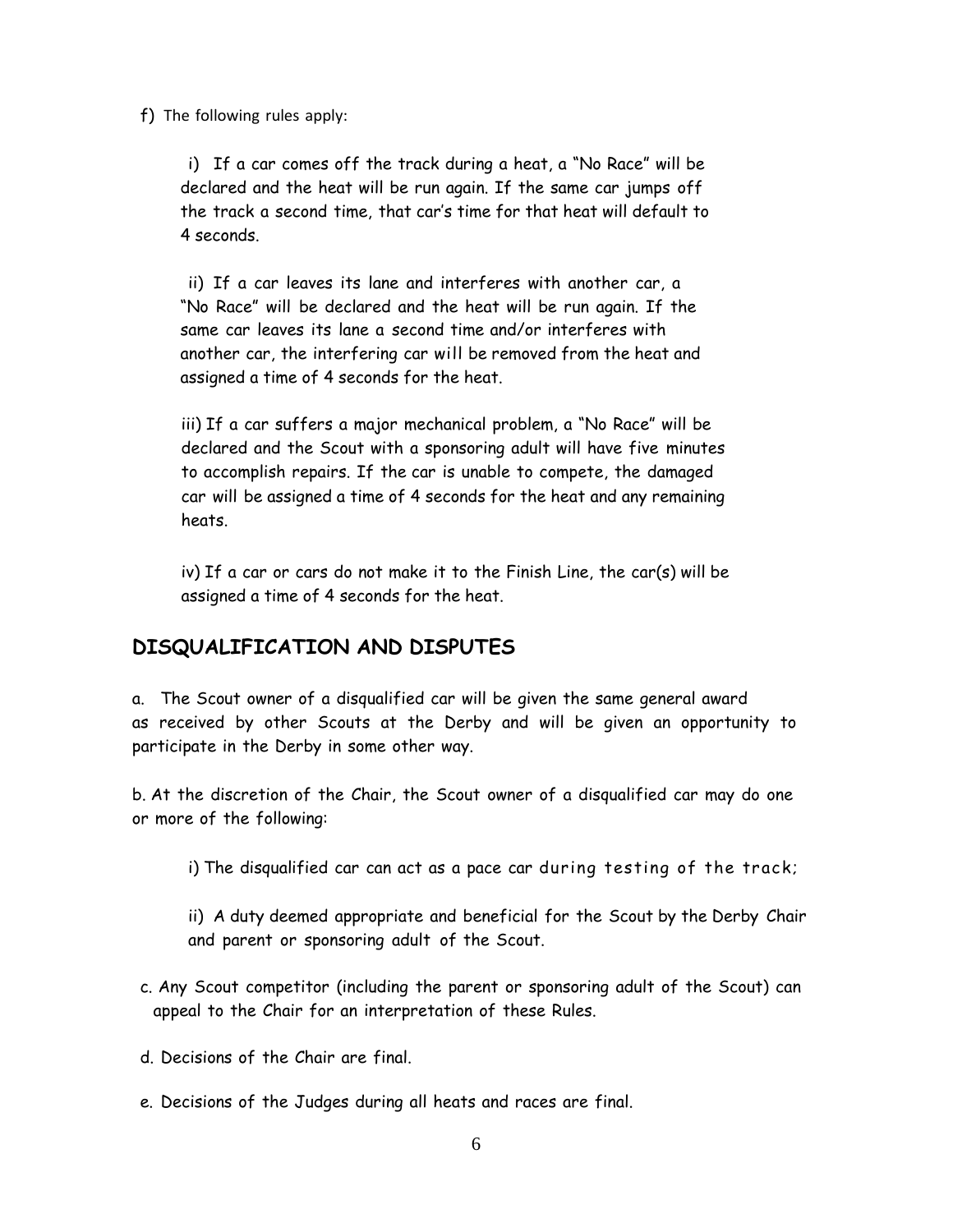f) The following rules apply:

i) If a car comes off the track during a heat, a "No Race" will be declared and the heat will be run again. If the same car jumps off the track a second time, that car's time for that heat will default to 4 seconds.

ii) If a car leaves its lane and interferes with another car, a "No Race" will be declared and the heat will be run again. If the same car leaves its lane a second time and/or interferes with another car, the interfering car will be removed from the heat and assigned a time of 4 seconds for the heat.

iii) If a car suffers a major mechanical problem, a "No Race" will be declared and the Scout with a sponsoring adult will have five minutes to accomplish repairs. If the car is unable to compete, the damaged car will be assigned a time of 4 seconds for the heat and any remaining heats.

iv) If a car or cars do not make it to the Finish Line, the car(s) will be assigned a time of 4 seconds for the heat.

## DISQUALIFICATION AND DISPUTES

a. The Scout owner of a disqualified car will be given the same general award as received by other Scouts at the Derby and will be given an opportunity to participate in the Derby in some other way.

b. At the discretion of the Chair, the Scout owner of a disqualified car may do one or more of the following:

i) The disqualified car can act as a pace car during testing of the track;

ii) A duty deemed appropriate and beneficial for the Scout by the Derby Chair and parent or sponsoring adult of the Scout.

c. Any Scout competitor (including the parent or sponsoring adult of the Scout) can appeal to the Chair for an interpretation of these Rules.

d. Decisions of the Chair are final.

e. Decisions of the Judges during all heats and races are final.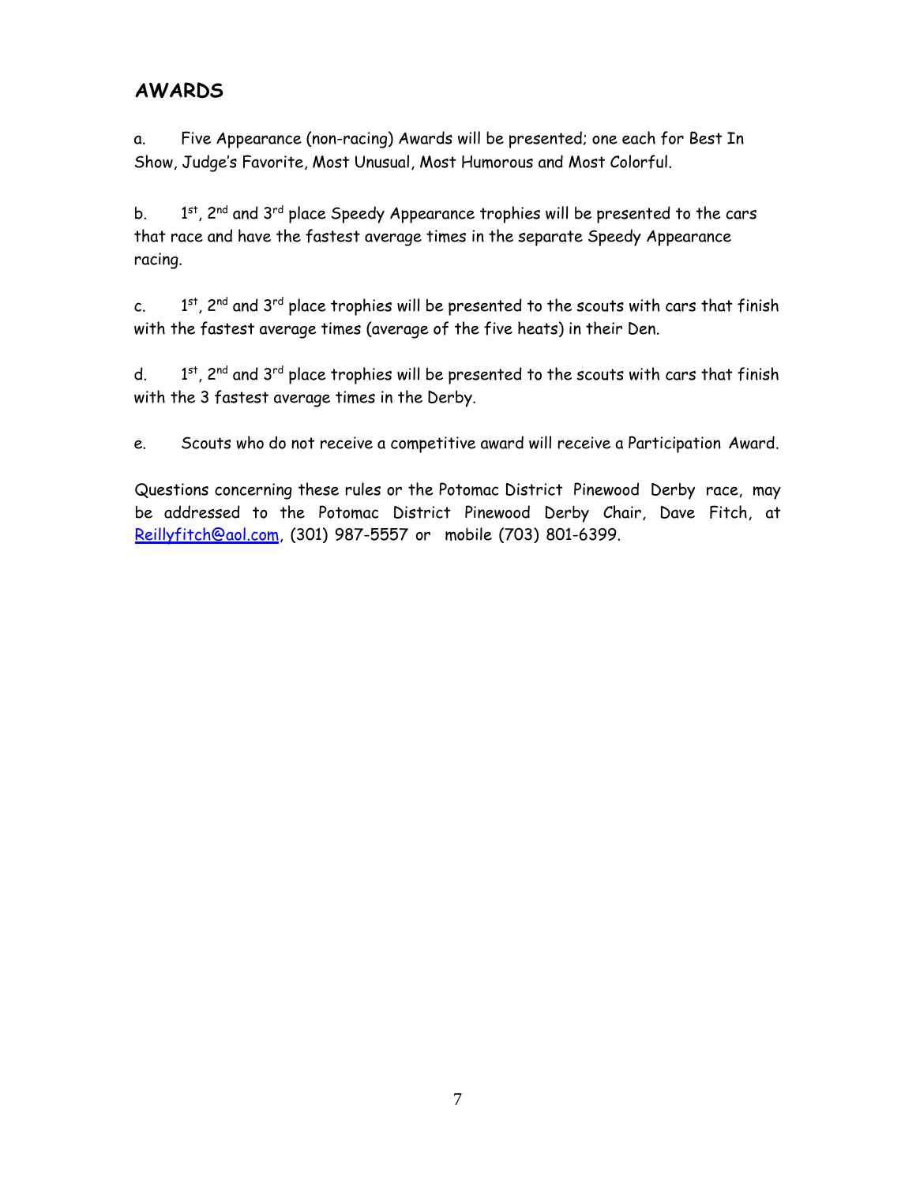## AWARDS

a. Five Appearance (non-racing) Awards will be presented; one each for Best In Show, Judge's Favorite, Most Unusual, Most Humorous and Most Colorful.

b. 1st, 2nd and 3rd place Speedy Appearance trophies will be presented to the cars that race and have the fastest average times in the separate Speedy Appearance racing.

c. 1st, 2nd and 3rd place trophies will be presented to the scouts with cars that finish with the fastest average times (average of the five heats) in their Den.

d. 1st, 2nd and 3rd place trophies will be presented to the scouts with cars that finish with the 3 fastest average times in the Derby.

e. Scouts who do not receive a competitive award will receive a Participation Award.

Questions concerning these rules or the Potomac District Pinewood Derby race, may be addressed to the Potomac District Pinewood Derby Chair, Dave Fitch, at Reillyfitch@aol.com, (301) 987-5557 or mobile (703) 801-6399.